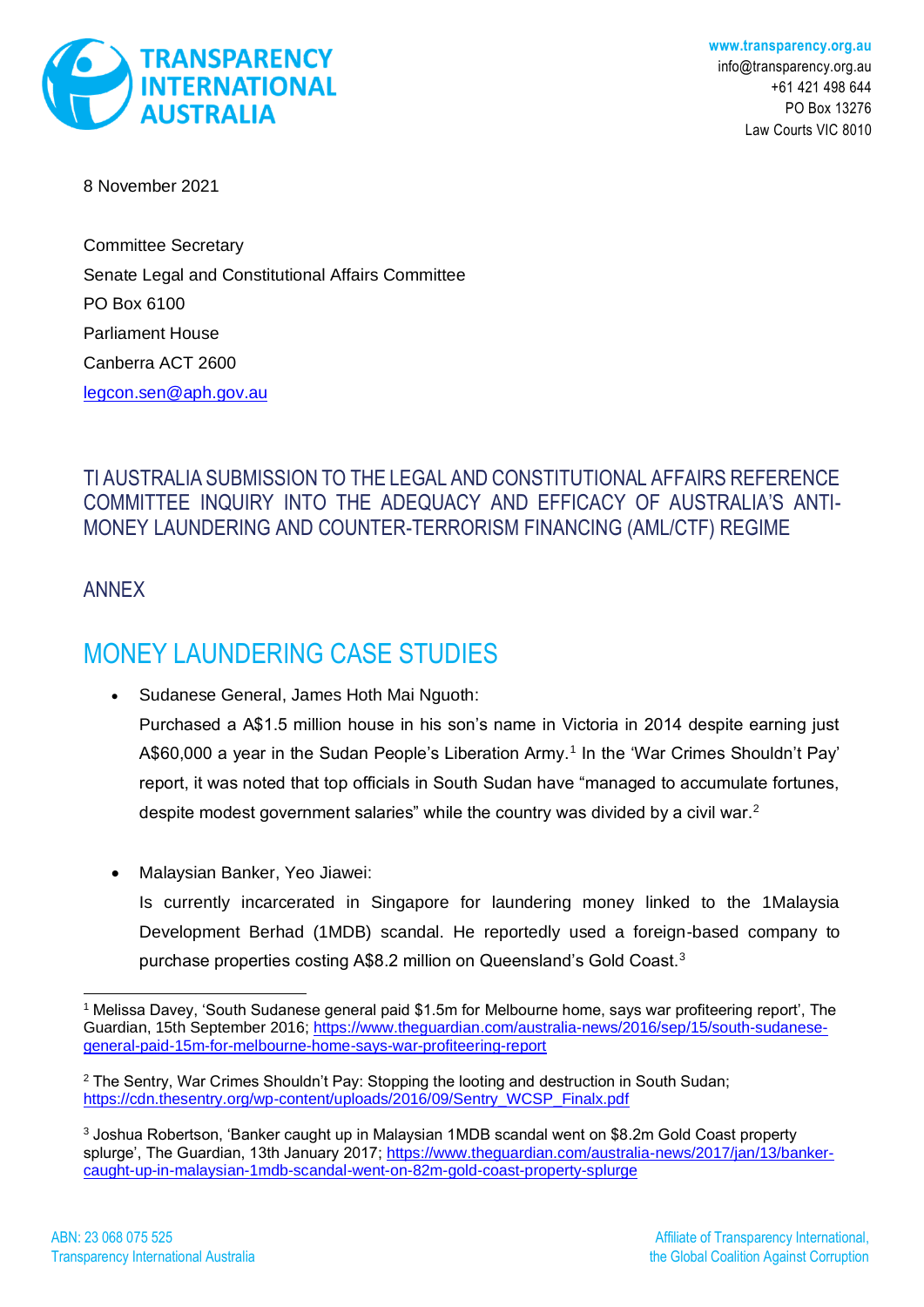**TRANSPARENCY INTERNATIONAL AUSTRALIA**

**www.transparency.org.au**
info@transparency.org.au
+61 421 498 644
PO Box 13276
Law Courts VIC 8010

8 November 2021

Committee Secretary
Senate Legal and Constitutional Affairs Committee
PO Box 6100
Parliament House
Canberra ACT 2600
legcon.sen@aph.gov.au

## TI AUSTRALIA SUBMISSION TO THE LEGAL AND CONSTITUTIONAL AFFAIRS REFERENCE COMMITTEE INQUIRY INTO THE ADEQUACY AND EFFICACY OF AUSTRALIA'S ANTI-MONEY LAUNDERING AND COUNTER-TERRORISM FINANCING (AML/CTF) REGIME

## ANNEX

# MONEY LAUNDERING CASE STUDIES

- Sudanese General, James Hoth Mai Nguoth:
  Purchased a A$1.5 million house in his son's name in Victoria in 2014 despite earning just A$60,000 a year in the Sudan People's Liberation Army.[1] In the 'War Crimes Shouldn't Pay' report, it was noted that top officials in South Sudan have "managed to accumulate fortunes, despite modest government salaries" while the country was divided by a civil war.[2]

- Malaysian Banker, Yeo Jiawei:
  Is currently incarcerated in Singapore for laundering money linked to the 1Malaysia Development Berhad (1MDB) scandal. He reportedly used a foreign-based company to purchase properties costing A$8.2 million on Queensland's Gold Coast.[3]

---

[1] Melissa Davey, 'South Sudanese general paid $1.5m for Melbourne home, says war profiteering report', The Guardian, 15th September 2016; https://www.theguardian.com/australia-news/2016/sep/15/south-sudanese-general-paid-15m-for-melbourne-home-says-war-profiteering-report

[2] The Sentry, War Crimes Shouldn't Pay: Stopping the looting and destruction in South Sudan; https://cdn.thesentry.org/wp-content/uploads/2016/09/Sentry_WCSP_Finalx.pdf

[3] Joshua Robertson, 'Banker caught up in Malaysian 1MDB scandal went on $8.2m Gold Coast property splurge', The Guardian, 13th January 2017; https://www.theguardian.com/australia-news/2017/jan/13/banker-caught-up-in-malaysian-1mdb-scandal-went-on-82m-gold-coast-property-splurge

ABN: 23 068 075 525
Transparency International Australia

Affiliate of Transparency International, the Global Coalition Against Corruption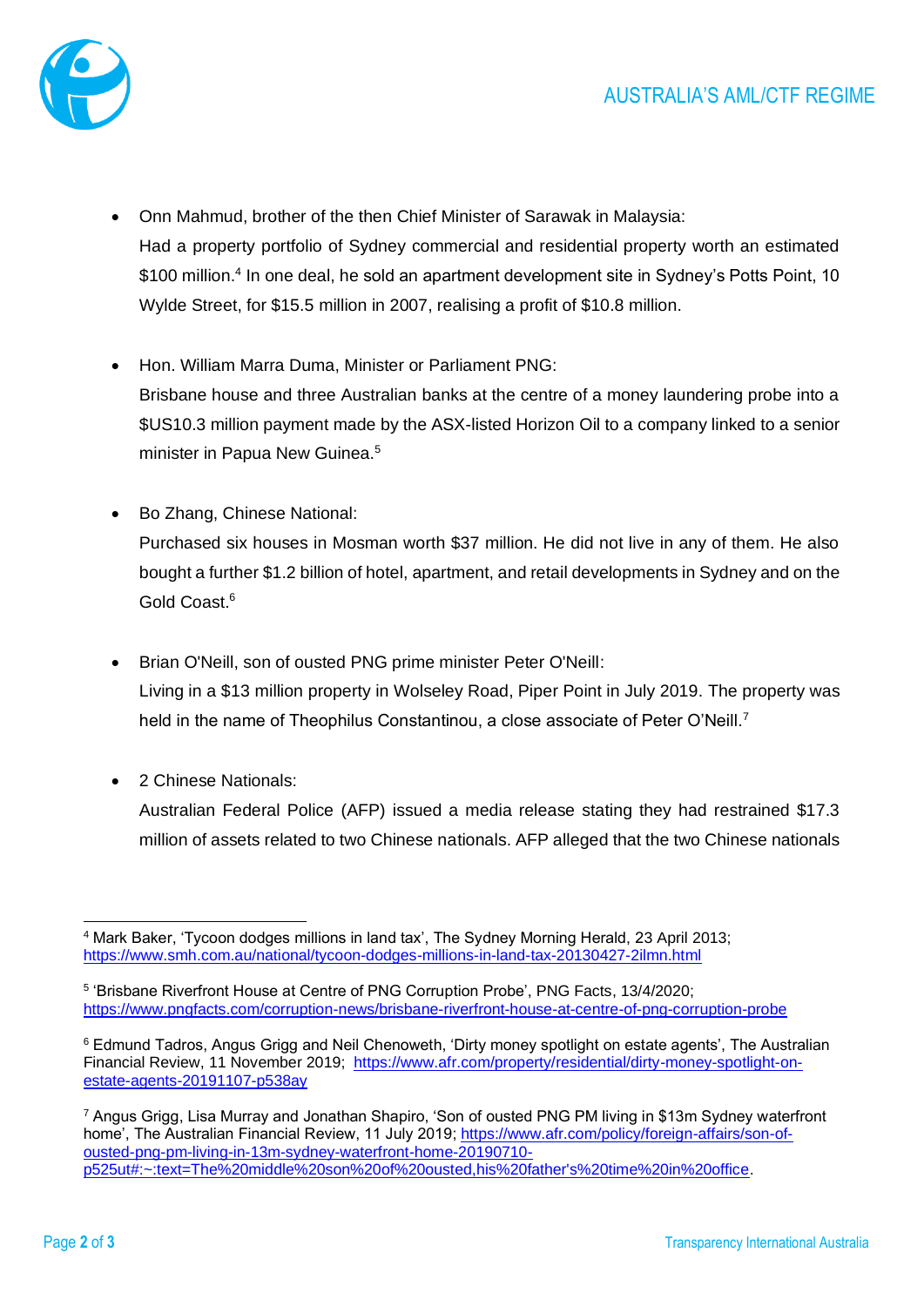- Onn Mahmud, brother of the then Chief Minister of Sarawak in Malaysia:
  Had a property portfolio of Sydney commercial and residential property worth an estimated $100 million.[4] In one deal, he sold an apartment development site in Sydney's Potts Point, 10 Wylde Street, for $15.5 million in 2007, realising a profit of $10.8 million.

- Hon. William Marra Duma, Minister or Parliament PNG:
  Brisbane house and three Australian banks at the centre of a money laundering probe into a $US10.3 million payment made by the ASX-listed Horizon Oil to a company linked to a senior minister in Papua New Guinea.[5]

- Bo Zhang, Chinese National:
  Purchased six houses in Mosman worth $37 million. He did not live in any of them. He also bought a further $1.2 billion of hotel, apartment, and retail developments in Sydney and on the Gold Coast.[6]

- Brian O'Neill, son of ousted PNG prime minister Peter O'Neill:
  Living in a $13 million property in Wolseley Road, Piper Point in July 2019. The property was held in the name of Theophilus Constantinou, a close associate of Peter O'Neill.[7]

- 2 Chinese Nationals:
  Australian Federal Police (AFP) issued a media release stating they had restrained $17.3 million of assets related to two Chinese nationals. AFP alleged that the two Chinese nationals

---

[4] Mark Baker, 'Tycoon dodges millions in land tax', The Sydney Morning Herald, 23 April 2013; https://www.smh.com.au/national/tycoon-dodges-millions-in-land-tax-20130427-2ilmn.html

[5] 'Brisbane Riverfront House at Centre of PNG Corruption Probe', PNG Facts, 13/4/2020; https://www.pngfacts.com/corruption-news/brisbane-riverfront-house-at-centre-of-png-corruption-probe

[6] Edmund Tadros, Angus Grigg and Neil Chenoweth, 'Dirty money spotlight on estate agents', The Australian Financial Review, 11 November 2019; https://www.afr.com/property/residential/dirty-money-spotlight-on-estate-agents-20191107-p538ay

[7] Angus Grigg, Lisa Murray and Jonathan Shapiro, 'Son of ousted PNG PM living in $13m Sydney waterfront home', The Australian Financial Review, 11 July 2019; https://www.afr.com/policy/foreign-affairs/son-of-ousted-png-pm-living-in-13m-sydney-waterfront-home-20190710-p525ut#:~:text=The%20middle%20son%20of%20ousted,his%20father's%20time%20in%20office.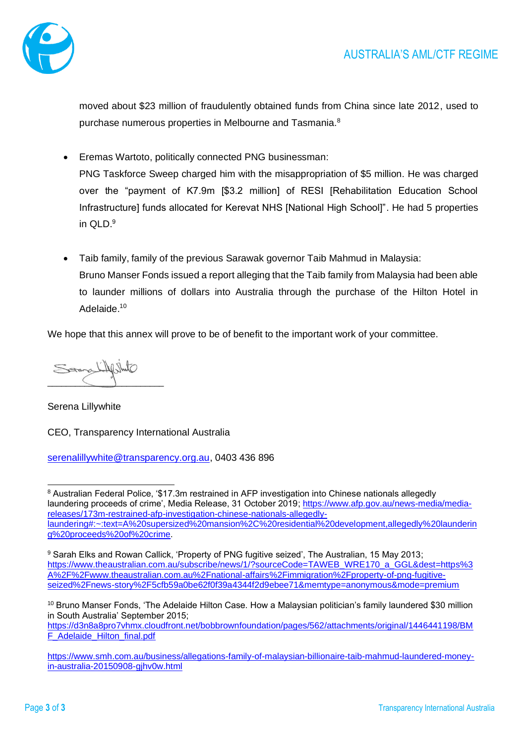moved about $23 million of fraudulently obtained funds from China since late 2012, used to purchase numerous properties in Melbourne and Tasmania.[8]

- Eremas Wartoto, politically connected PNG businessman:
  PNG Taskforce Sweep charged him with the misappropriation of $5 million. He was charged over the "payment of K7.9m [$3.2 million] of RESI [Rehabilitation Education School Infrastructure] funds allocated for Kerevat NHS [National High School]". He had 5 properties in QLD.[9]

- Taib family, family of the previous Sarawak governor Taib Mahmud in Malaysia:
  Bruno Manser Fonds issued a report alleging that the Taib family from Malaysia had been able to launder millions of dollars into Australia through the purchase of the Hilton Hotel in Adelaide.[10]

We hope that this annex will prove to be of benefit to the important work of your committee.

Serena Lillywhite

CEO, Transparency International Australia

serenalillywhite@transparency.org.au, 0403 436 896

---

[8] Australian Federal Police, '$17.3m restrained in AFP investigation into Chinese nationals allegedly laundering proceeds of crime', Media Release, 31 October 2019; https://www.afp.gov.au/news-media/media-releases/173m-restrained-afp-investigation-chinese-nationals-allegedly-laundering#:~:text=A%20supersized%20mansion%2C%20residential%20development,allegedly%20laundering%20proceeds%20of%20crime.

[9] Sarah Elks and Rowan Callick, 'Property of PNG fugitive seized', The Australian, 15 May 2013; https://www.theaustralian.com.au/subscribe/news/1/?sourceCode=TAWEB_WRE170_a_GGL&dest=https%3A%2F%2Fwww.theaustralian.com.au%2Fnational-affairs%2Fimmigration%2Fproperty-of-png-fugitive-seized%2Fnews-story%2F5cfb59a0be62f0f39a4344f2d9ebee71&memtype=anonymous&mode=premium

[10] Bruno Manser Fonds, 'The Adelaide Hilton Case. How a Malaysian politician's family laundered $30 million in South Australia' September 2015; https://d3n8a8pro7vhmx.cloudfront.net/bobbrownfoundation/pages/562/attachments/original/1446441198/BMF_Adelaide_Hilton_final.pdf

https://www.smh.com.au/business/allegations-family-of-malaysian-billionaire-taib-mahmud-laundered-money-in-australia-20150908-gjhv0w.html